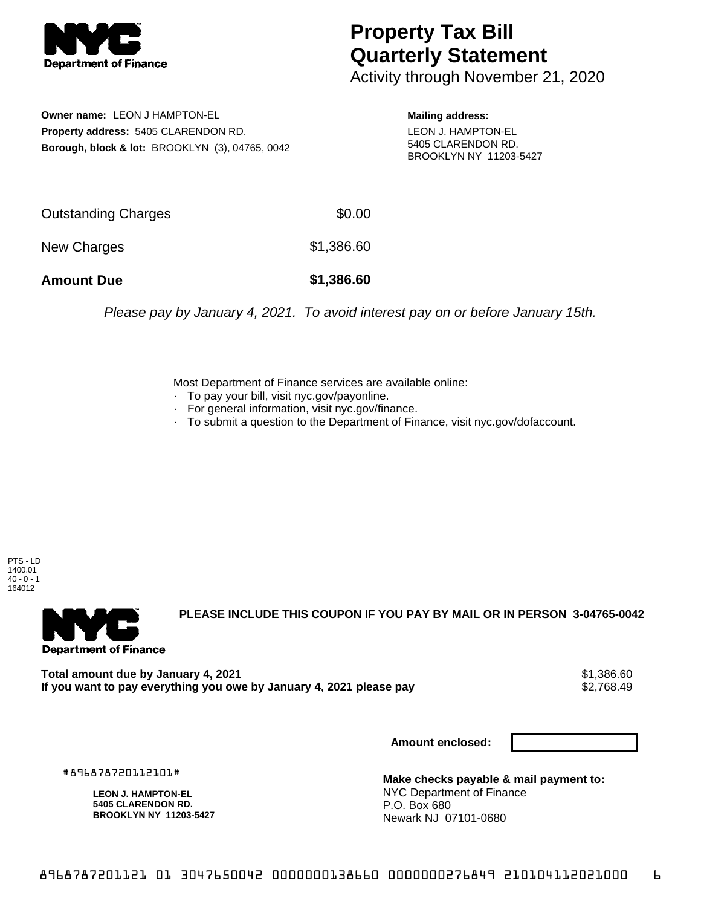# Property Tax Bill Quarterly Statement

Activity through November 21, 2020

**Owner name:** LEON J HAMPTON-EL
**Property address:** 5405 CLARENDON RD.
**Borough, block & lot:** BROOKLYN (3), 04765, 0042

**Mailing address:**
LEON J. HAMPTON-EL
5405 CLARENDON RD.
BROOKLYN NY 11203-5427

| | |
|---|---|
| Outstanding Charges | $0.00 |
| New Charges | $1,386.60 |
| **Amount Due** | **$1,386.60** |

*Please pay by January 4, 2021. To avoid interest pay on or before January 15th.*

Most Department of Finance services are available online:
- To pay your bill, visit nyc.gov/payonline.
- For general information, visit nyc.gov/finance.
- To submit a question to the Department of Finance, visit nyc.gov/dofaccount.

PTS - LD
1400.01
40 - 0 - 1
164012

**PLEASE INCLUDE THIS COUPON IF YOU PAY BY MAIL OR IN PERSON 3-04765-0042**

| | |
|---|---|
| **Total amount due by January 4, 2021** | $1,386.60 |
| **If you want to pay everything you owe by January 4, 2021 please pay** | $2,768.49 |

**Amount enclosed:**

#896878720112101#

**LEON J. HAMPTON-EL**
**5405 CLARENDON RD.**
**BROOKLYN NY 11203-5427**

**Make checks payable & mail payment to:**
NYC Department of Finance
P.O. Box 680
Newark NJ 07101-0680

8968787201121 01 3047650042 0000000138660 0000000276849 210104112021000 6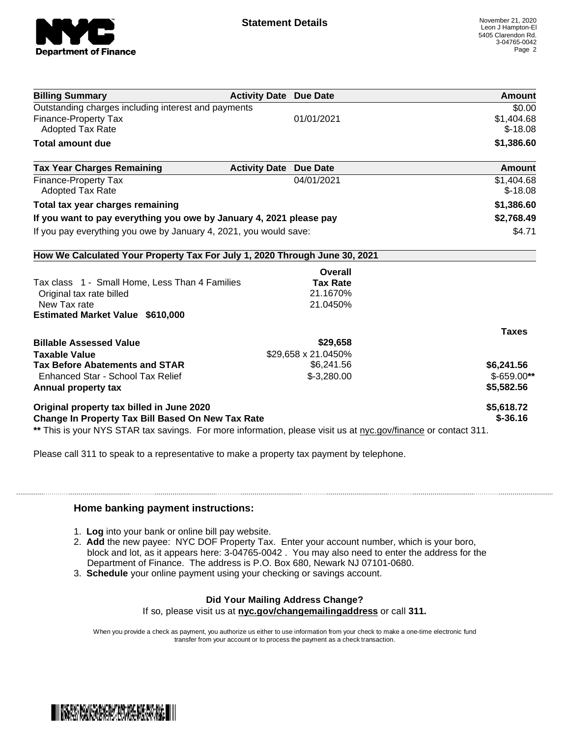## Statement Details

November 21, 2020
Leon J Hampton-El
5405 Clarendon Rd.
3-04765-0042

| Billing Summary | Activity Date | Due Date | Amount |
|---|---|---|---|
| Outstanding charges including interest and payments | | | $0.00 |
| Finance-Property Tax | | 01/01/2021 | $1,404.68 |
| Adopted Tax Rate | | | $-18.08 |
| **Total amount due** | | | **$1,386.60** |

| Tax Year Charges Remaining | Activity Date | Due Date | Amount |
|---|---|---|---|
| Finance-Property Tax | | 04/01/2021 | $1,404.68 |
| Adopted Tax Rate | | | $-18.08 |
| **Total tax year charges remaining** | | | **$1,386.60** |
| **If you want to pay everything you owe by January 4, 2021 please pay** | | | **$2,768.49** |
| If you pay everything you owe by January 4, 2021, you would save: | | | $4.71 |

### How We Calculated Your Property Tax For July 1, 2020 Through June 30, 2021

| | Overall Tax Rate | Taxes |
|---|---|---|
| Tax class 1 - Small Home, Less Than 4 Families | | |
| Original tax rate billed | 21.1670% | |
| New Tax rate | 21.0450% | |
| **Estimated Market Value $610,000** | | |
| **Billable Assessed Value** | **$29,658** | |
| **Taxable Value** | $29,658 x 21.0450% | |
| **Tax Before Abatements and STAR** | $6,241.56 | **$6,241.56** |
| Enhanced Star - School Tax Relief | $-3,280.00 | $-659.00** |
| **Annual property tax** | | **$5,582.56** |
| **Original property tax billed in June 2020** | | **$5,618.72** |
| **Change In Property Tax Bill Based On New Tax Rate** | | **$-36.16** |

** This is your NYS STAR tax savings. For more information, please visit us at nyc.gov/finance or contact 311.

Please call 311 to speak to a representative to make a property tax payment by telephone.

### Home banking payment instructions:

1. **Log** into your bank or online bill pay website.
2. **Add** the new payee: NYC DOF Property Tax. Enter your account number, which is your boro, block and lot, as it appears here: 3-04765-0042 . You may also need to enter the address for the Department of Finance. The address is P.O. Box 680, Newark NJ 07101-0680.
3. **Schedule** your online payment using your checking or savings account.

**Did Your Mailing Address Change?**

If so, please visit us at **nyc.gov/changemailingaddress** or call **311.**

When you provide a check as payment, you authorize us either to use information from your check to make a one-time electronic fund transfer from your account or to process the payment as a check transaction.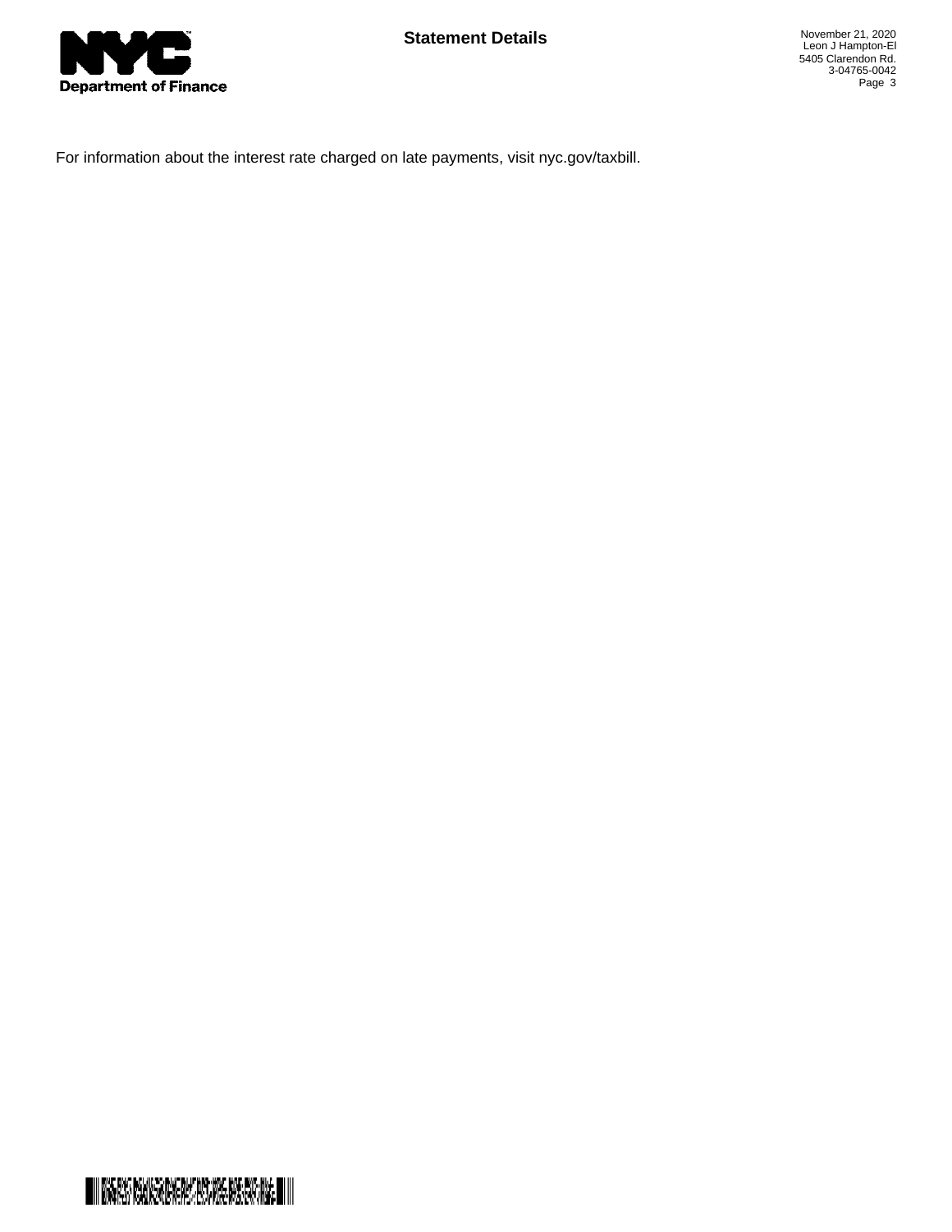For information about the interest rate charged on late payments, visit nyc.gov/taxbill.